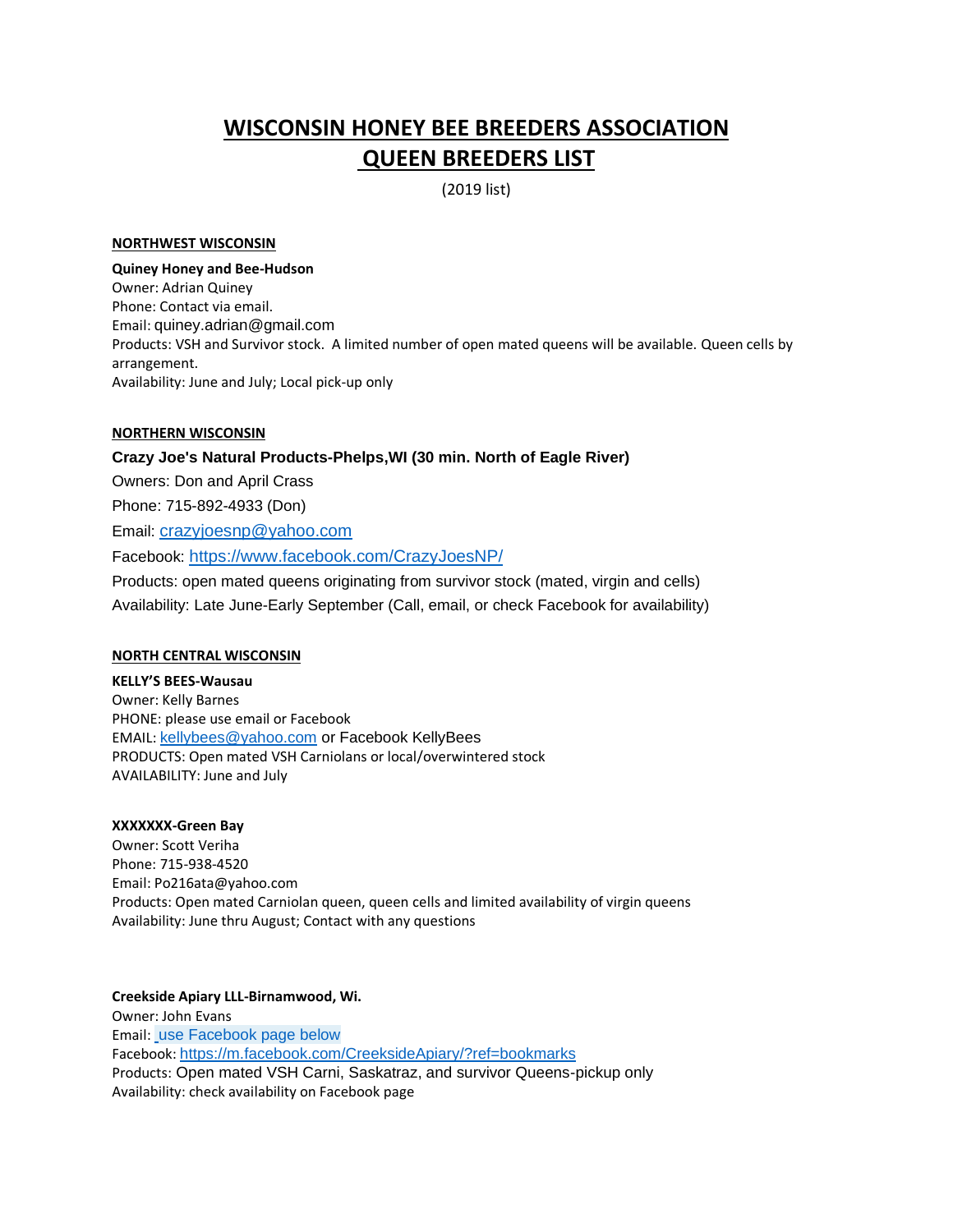# WISCONSIN HONEY BEE BREEDERS ASSOCIATION QUEEN BREEDERS LIST

(2019 list)

## NORTHWEST WISCONSIN

**Quiney Honey and Bee-Hudson**
Owner: Adrian Quiney
Phone: Contact via email.
Email: quiney.adrian@gmail.com
Products: VSH and Survivor stock. A limited number of open mated queens will be available. Queen cells by arrangement.
Availability: June and July; Local pick-up only

## NORTHERN WISCONSIN

**Crazy Joe's Natural Products-Phelps,WI (30 min. North of Eagle River)**

Owners: Don and April Crass

Phone: 715-892-4933 (Don)

Email: crazyjoesnp@yahoo.com

Facebook: https://www.facebook.com/CrazyJoesNP/

Products: open mated queens originating from survivor stock (mated, virgin and cells)

Availability: Late June-Early September (Call, email, or check Facebook for availability)

## NORTH CENTRAL WISCONSIN

**KELLY'S BEES-Wausau**
Owner: Kelly Barnes
PHONE: please use email or Facebook
EMAIL: kellybees@yahoo.com or Facebook KellyBees
PRODUCTS: Open mated VSH Carniolans or local/overwintered stock
AVAILABILITY: June and July

**XXXXXXX-Green Bay**
Owner: Scott Veriha
Phone: 715-938-4520
Email: Po216ata@yahoo.com
Products: Open mated Carniolan queen, queen cells and limited availability of virgin queens
Availability: June thru August; Contact with any questions

**Creekside Apiary LLL-Birnamwood, Wi.**
Owner: John Evans
Email: use Facebook page below
Facebook: https://m.facebook.com/CreeksideApiary/?ref=bookmarks
Products: Open mated VSH Carni, Saskatraz, and survivor Queens-pickup only
Availability: check availability on Facebook page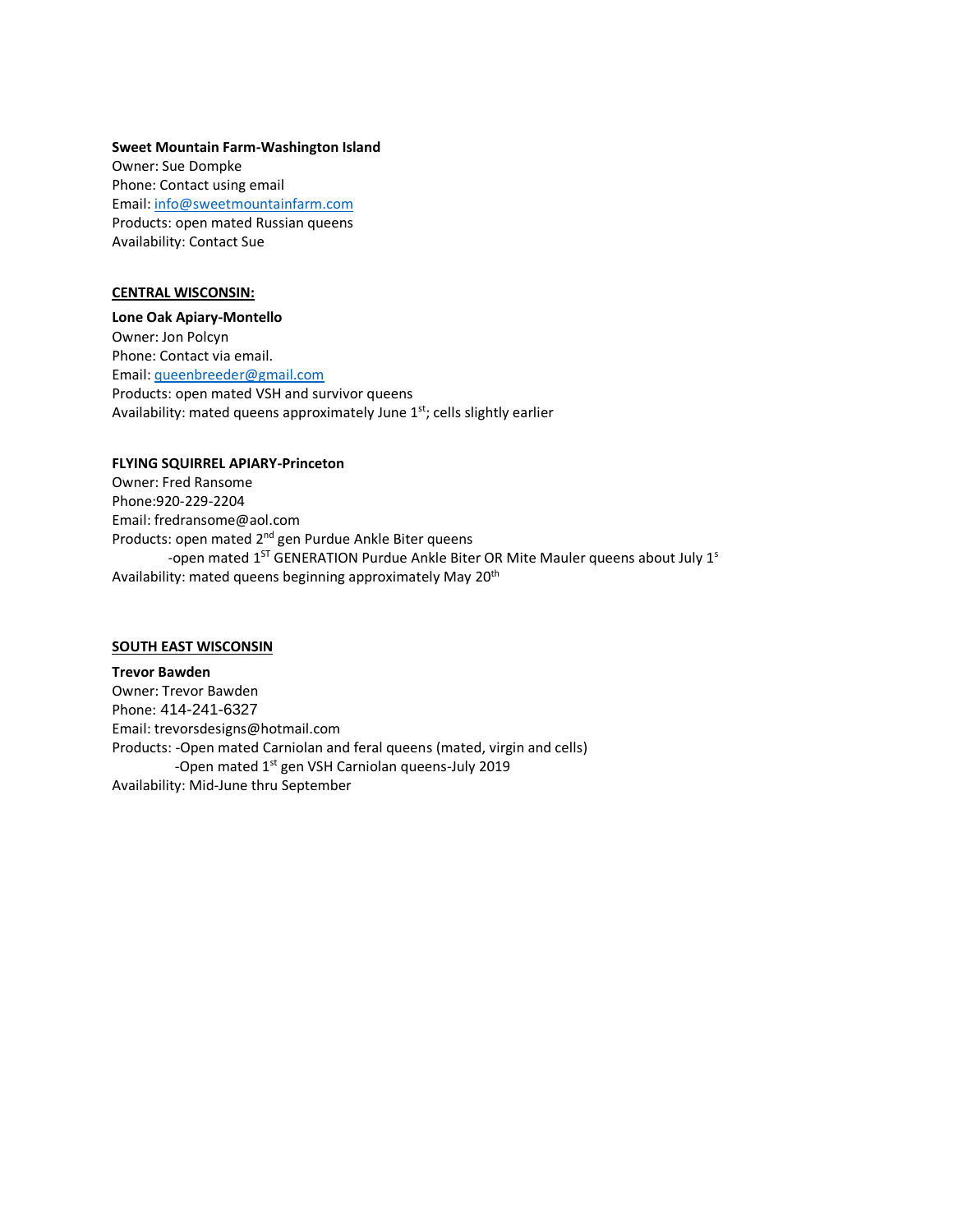**Sweet Mountain Farm-Washington Island**
Owner: Sue Dompke
Phone: Contact using email
Email: info@sweetmountainfarm.com
Products: open mated Russian queens
Availability: Contact Sue

## CENTRAL WISCONSIN:

**Lone Oak Apiary-Montello**
Owner: Jon Polcyn
Phone: Contact via email.
Email: queenbreeder@gmail.com
Products: open mated VSH and survivor queens
Availability: mated queens approximately June 1st; cells slightly earlier

**FLYING SQUIRREL APIARY-Princeton**
Owner: Fred Ransome
Phone:920-229-2204
Email: fredransome@aol.com
Products: open mated 2nd gen Purdue Ankle Biter queens
-open mated 1ST GENERATION Purdue Ankle Biter OR Mite Mauler queens about July 1s
Availability: mated queens beginning approximately May 20th

## SOUTH EAST WISCONSIN

**Trevor Bawden**
Owner: Trevor Bawden
Phone: 414-241-6327
Email: trevorsdesigns@hotmail.com
Products: -Open mated Carniolan and feral queens (mated, virgin and cells)
-Open mated 1st gen VSH Carniolan queens-July 2019
Availability: Mid-June thru September